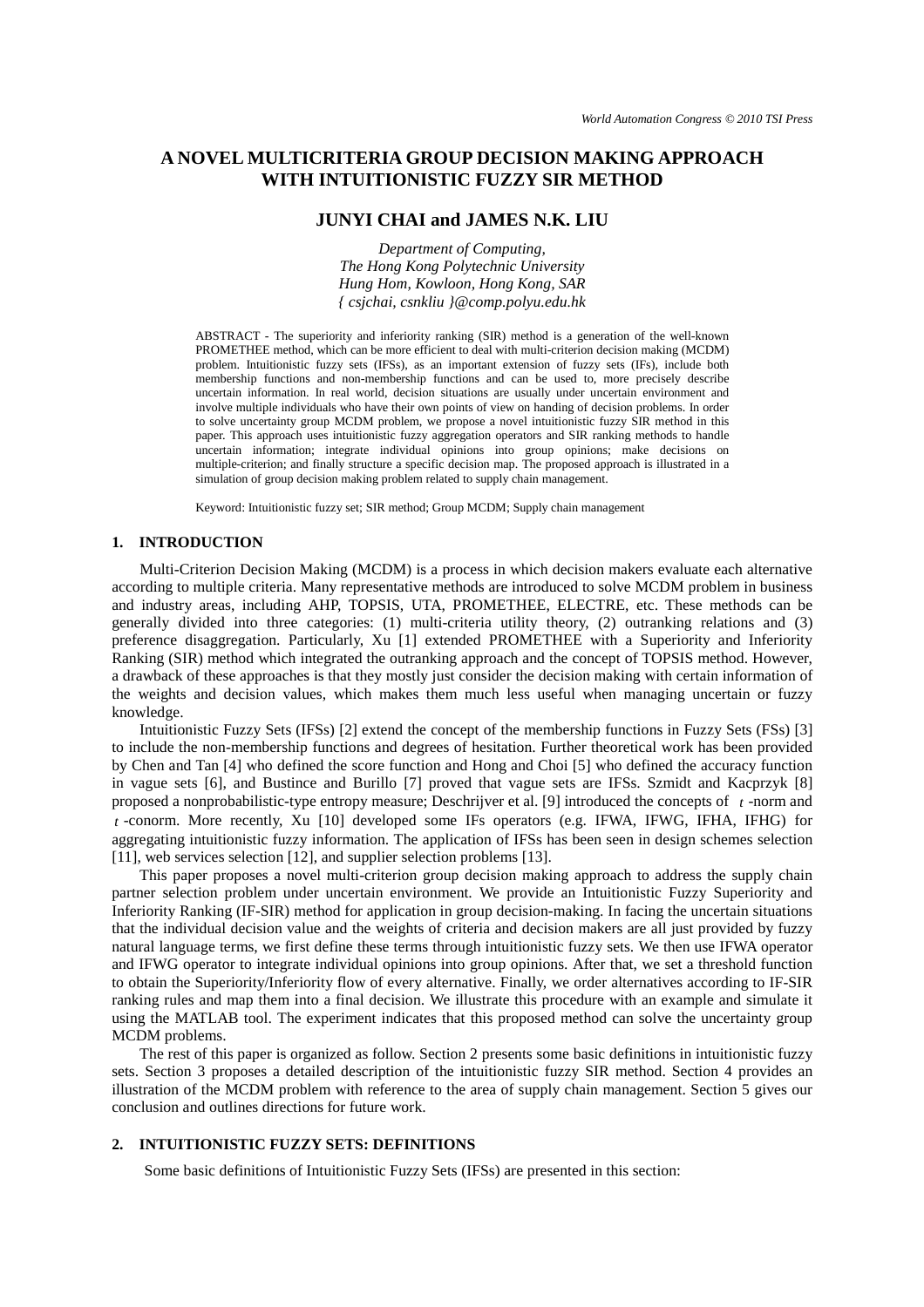# A NOVEL MULTICRITERIA GROUP DECISION MAKING APPROACH WITH INTUITIONISTIC FUZZY SIR METHOD

## JUNYI CHAI and JAMES N.K. LIU

*Department of Computing,*
*The Hong Kong Polytechnic University*
*Hung Hom, Kowloon, Hong Kong, SAR*
*{ csjchai, csnkliu }@comp.polyu.edu.hk*

ABSTRACT - The superiority and inferiority ranking (SIR) method is a generation of the well-known PROMETHEE method, which can be more efficient to deal with multi-criterion decision making (MCDM) problem. Intuitionistic fuzzy sets (IFSs), as an important extension of fuzzy sets (IFs), include both membership functions and non-membership functions and can be used to, more precisely describe uncertain information. In real world, decision situations are usually under uncertain environment and involve multiple individuals who have their own points of view on handing of decision problems. In order to solve uncertainty group MCDM problem, we propose a novel intuitionistic fuzzy SIR method in this paper. This approach uses intuitionistic fuzzy aggregation operators and SIR ranking methods to handle uncertain information; integrate individual opinions into group opinions; make decisions on multiple-criterion; and finally structure a specific decision map. The proposed approach is illustrated in a simulation of group decision making problem related to supply chain management.

Keyword: Intuitionistic fuzzy set; SIR method; Group MCDM; Supply chain management

## 1. INTRODUCTION

Multi-Criterion Decision Making (MCDM) is a process in which decision makers evaluate each alternative according to multiple criteria. Many representative methods are introduced to solve MCDM problem in business and industry areas, including AHP, TOPSIS, UTA, PROMETHEE, ELECTRE, etc. These methods can be generally divided into three categories: (1) multi-criteria utility theory, (2) outranking relations and (3) preference disaggregation. Particularly, Xu [1] extended PROMETHEE with a Superiority and Inferiority Ranking (SIR) method which integrated the outranking approach and the concept of TOPSIS method. However, a drawback of these approaches is that they mostly just consider the decision making with certain information of the weights and decision values, which makes them much less useful when managing uncertain or fuzzy knowledge.

Intuitionistic Fuzzy Sets (IFSs) [2] extend the concept of the membership functions in Fuzzy Sets (FSs) [3] to include the non-membership functions and degrees of hesitation. Further theoretical work has been provided by Chen and Tan [4] who defined the score function and Hong and Choi [5] who defined the accuracy function in vague sets [6], and Bustince and Burillo [7] proved that vague sets are IFSs. Szmidt and Kacprzyk [8] proposed a nonprobabilistic-type entropy measure; Deschrijver et al. [9] introduced the concepts of $t$-norm and $t$-conorm. More recently, Xu [10] developed some IFs operators (e.g. IFWA, IFWG, IFHA, IFHG) for aggregating intuitionistic fuzzy information. The application of IFSs has been seen in design schemes selection [11], web services selection [12], and supplier selection problems [13].

This paper proposes a novel multi-criterion group decision making approach to address the supply chain partner selection problem under uncertain environment. We provide an Intuitionistic Fuzzy Superiority and Inferiority Ranking (IF-SIR) method for application in group decision-making. In facing the uncertain situations that the individual decision value and the weights of criteria and decision makers are all just provided by fuzzy natural language terms, we first define these terms through intuitionistic fuzzy sets. We then use IFWA operator and IFWG operator to integrate individual opinions into group opinions. After that, we set a threshold function to obtain the Superiority/Inferiority flow of every alternative. Finally, we order alternatives according to IF-SIR ranking rules and map them into a final decision. We illustrate this procedure with an example and simulate it using the MATLAB tool. The experiment indicates that this proposed method can solve the uncertainty group MCDM problems.

The rest of this paper is organized as follow. Section 2 presents some basic definitions in intuitionistic fuzzy sets. Section 3 proposes a detailed description of the intuitionistic fuzzy SIR method. Section 4 provides an illustration of the MCDM problem with reference to the area of supply chain management. Section 5 gives our conclusion and outlines directions for future work.

## 2. INTUITIONISTIC FUZZY SETS: DEFINITIONS

Some basic definitions of Intuitionistic Fuzzy Sets (IFSs) are presented in this section: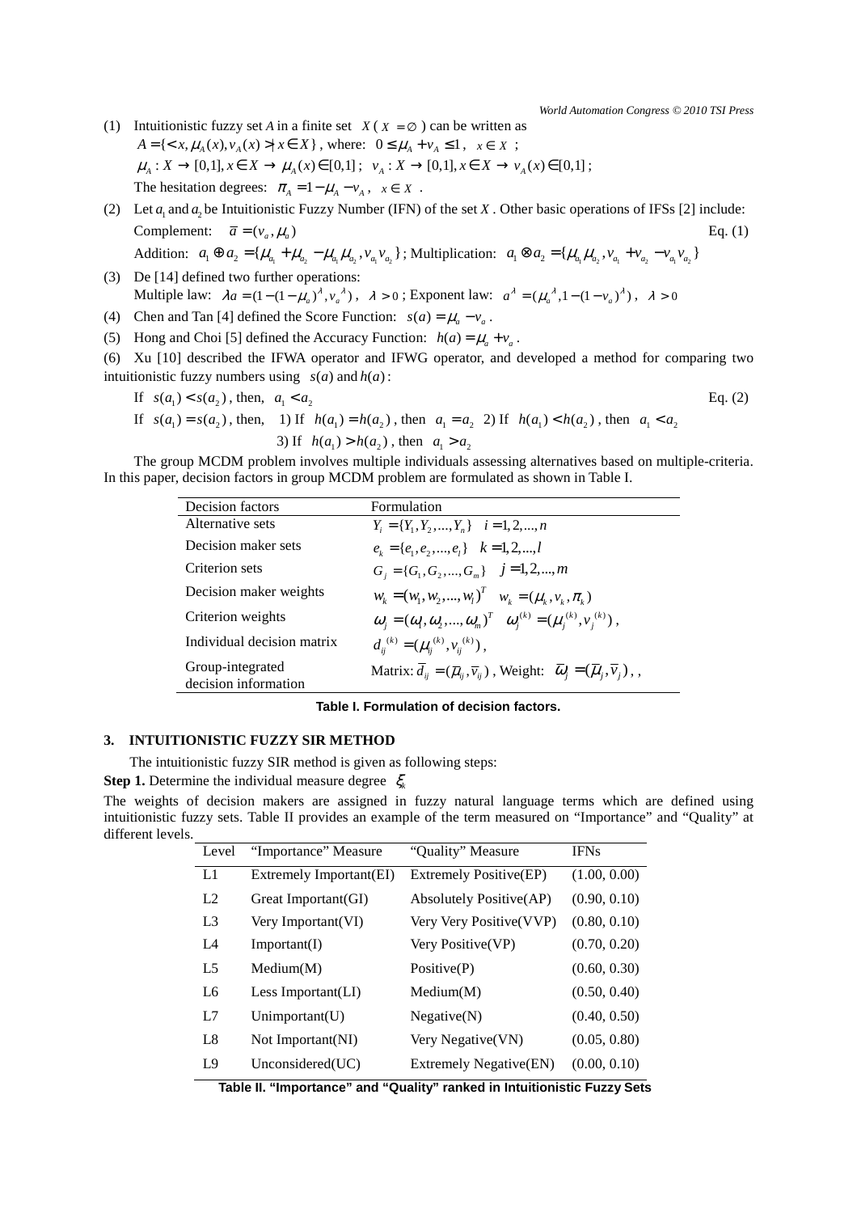(1) Intuitionistic fuzzy set *A* in a finite set $X$ ( $X = \emptyset$ ) can be written as
$A = \{< x, \mu_A(x), v_A(x) > | x \in X\}$, where: $0 \le \mu_A + v_A \le 1$, $x \in X$ ;
$\mu_A : X \to [0,1], x \in X \to \mu_A(x) \in [0,1]$ ; $v_A : X \to [0,1], x \in X \to v_A(x) \in [0,1]$ ;
The hesitation degrees: $\pi_A = 1 - \mu_A - v_A$, $x \in X$ .

(2) Let $a_1$ and $a_2$ be Intuitionistic Fuzzy Number (IFN) of the set $X$ . Other basic operations of IFSs [2] include:
Complement: $\bar{a} = (v_a, \mu_a)$ Eq. (1)
Addition: $a_1 \oplus a_2 = \{\mu_{a_1} + \mu_{a_2} - \mu_{a_1}\mu_{a_2}, v_{a_1}v_{a_2}\}$ ; Multiplication: $a_1 \otimes a_2 = \{\mu_{a_1}\mu_{a_2}, v_{a_1} + v_{a_2} - v_{a_1}v_{a_2}\}$

(3) De [14] defined two further operations:
Multiple law: $\lambda a = (1-(1-\mu_a)^\lambda, v_a{}^\lambda)$, $\lambda > 0$ ; Exponent law: $a^\lambda = (\mu_a{}^\lambda, 1-(1-v_a)^\lambda)$, $\lambda > 0$

(4) Chen and Tan [4] defined the Score Function: $s(a) = \mu_a - v_a$ .

(5) Hong and Choi [5] defined the Accuracy Function: $h(a) = \mu_a + v_a$ .

(6) Xu [10] described the IFWA operator and IFWG operator, and developed a method for comparing two intuitionistic fuzzy numbers using $s(a)$ and $h(a)$ :

If $s(a_1) < s(a_2)$ , then, $a_1 < a_2$ Eq. (2)

If $s(a_1) = s(a_2)$ , then, 1) If $h(a_1) = h(a_2)$ , then $a_1 = a_2$ 2) If $h(a_1) < h(a_2)$ , then $a_1 < a_2$
3) If $h(a_1) > h(a_2)$ , then $a_1 > a_2$

The group MCDM problem involves multiple individuals assessing alternatives based on multiple-criteria. In this paper, decision factors in group MCDM problem are formulated as shown in Table I.

| Decision factors | Formulation |
|---|---|
| Alternative sets | $Y_i = \{Y_1, Y_2, ..., Y_n\}$ $i = 1, 2, ..., n$ |
| Decision maker sets | $e_k = \{e_1, e_2, ..., e_l\}$ $k = 1, 2, ..., l$ |
| Criterion sets | $G_j = \{G_1, G_2, ..., G_m\}$ $j = 1, 2, ..., m$ |
| Decision maker weights | $w_k = (w_1, w_2, ..., w_l)^T$ $w_k = (\mu_k, v_k, \pi_k)$ |
| Criterion weights | $\omega_j = (\omega_1, \omega_2, ..., \omega_m)^T$ $\omega_j^{(k)} = (\mu_j^{(k)}, v_j^{(k)})$ , |
| Individual decision matrix | $d_{ij}^{(k)} = (\mu_{ij}^{(k)}, v_{ij}^{(k)})$ , |
| Group-integrated decision information | Matrix: $\bar{d}_{ij} = (\bar{\mu}_{ij}, \bar{v}_{ij})$ , Weight: $\bar{\omega}_j = (\bar{\mu}_j, \bar{v}_j)$ , , |

**Table I. Formulation of decision factors.**

## 3. INTUITIONISTIC FUZZY SIR METHOD

The intuitionistic fuzzy SIR method is given as following steps:

**Step 1.** Determine the individual measure degree $\xi_k$

The weights of decision makers are assigned in fuzzy natural language terms which are defined using intuitionistic fuzzy sets. Table II provides an example of the term measured on "Importance" and "Quality" at different levels.

| Level | "Importance" Measure | "Quality" Measure | IFNs |
|---|---|---|---|
| L1 | Extremely Important(EI) | Extremely Positive(EP) | (1.00, 0.00) |
| L2 | Great Important(GI) | Absolutely Positive(AP) | (0.90, 0.10) |
| L3 | Very Important(VI) | Very Very Positive(VVP) | (0.80, 0.10) |
| L4 | Important(I) | Very Positive(VP) | (0.70, 0.20) |
| L5 | Medium(M) | Positive(P) | (0.60, 0.30) |
| L6 | Less Important(LI) | Medium(M) | (0.50, 0.40) |
| L7 | Unimportant(U) | Negative(N) | (0.40, 0.50) |
| L8 | Not Important(NI) | Very Negative(VN) | (0.05, 0.80) |
| L9 | Unconsidered(UC) | Extremely Negative(EN) | (0.00, 0.10) |

**Table II. "Importance" and "Quality" ranked in Intuitionistic Fuzzy Sets**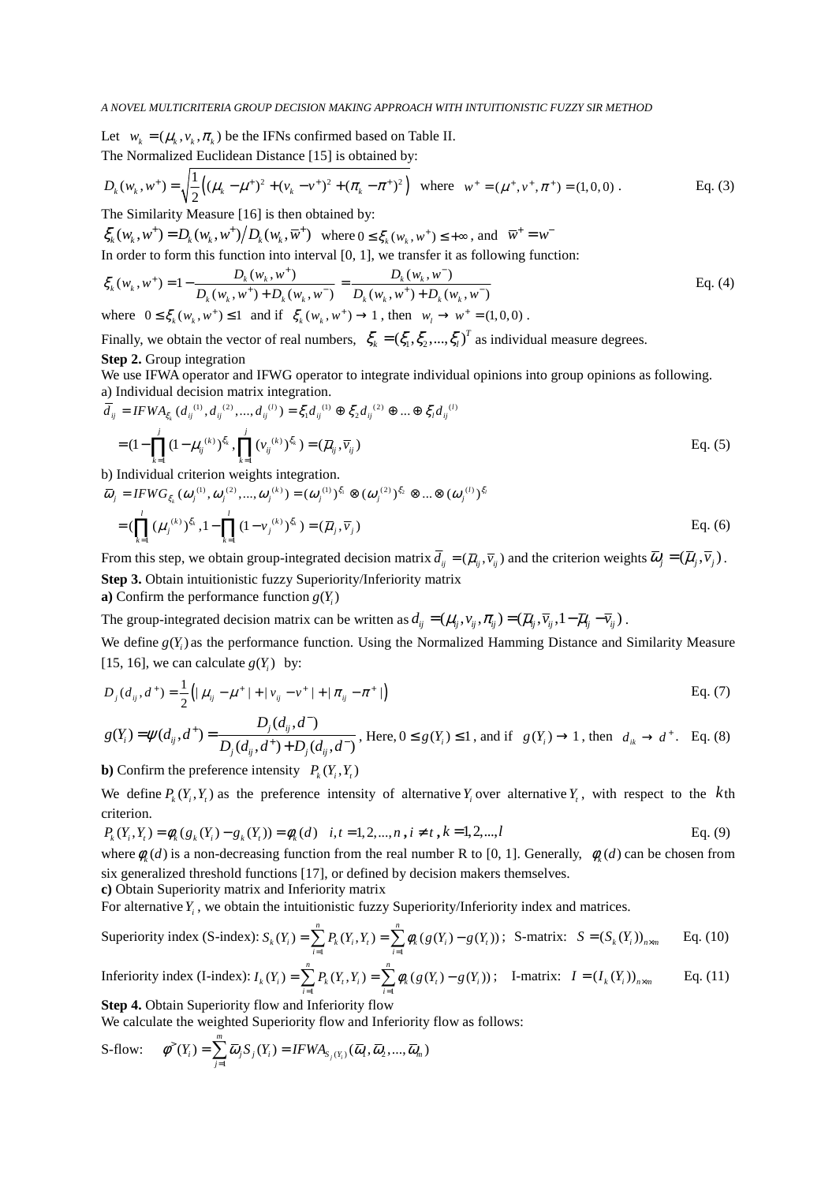Let $w_k = (\mu_k, v_k, \pi_k)$ be the IFNs confirmed based on Table II.

The Normalized Euclidean Distance [15] is obtained by:

$$D_k(w_k, w^+) = \sqrt{\frac{1}{2}\left((\mu_k - \mu^+)^2 + (v_k - v^+)^2 + (\pi_k - \pi^+)^2\right)} \quad \text{where} \quad w^+ = (\mu^+, v^+, \pi^+) = (1,0,0). \qquad \text{Eq. (3)}$$

The Similarity Measure [16] is then obtained by:

$\xi_k(w_k, w^+) = D_k(w_k, w^+) \big/ D_k(w_k, \overline{w}^+)$ where $0 \le \xi_k(w_k, w^+) \le +\infty$, and $\overline{w}^+ = w^-$

In order to form this function into interval [0, 1], we transfer it as following function:

$$\xi_k(w_k, w^+) = 1 - \frac{D_k(w_k, w^+)}{D_k(w_k, w^+) + D_k(w_k, w^-)} = \frac{D_k(w_k, w^-)}{D_k(w_k, w^+) + D_k(w_k, w^-)} \qquad \text{Eq. (4)}$$

where $0 \le \xi_k(w_k, w^+) \le 1$ and if $\xi_k(w_k, w^+) \to 1$, then $w_l \to w^+ = (1,0,0)$.

Finally, we obtain the vector of real numbers, $\xi_k = (\xi_1, \xi_2, ..., \xi_l)^T$ as individual measure degrees.

**Step 2.** Group integration

We use IFWA operator and IFWG operator to integrate individual opinions into group opinions as following.

a) Individual decision matrix integration.

$$\overline{d}_{ij} = IFWA_{\xi_k}(d_{ij}^{(1)}, d_{ij}^{(2)}, ..., d_{ij}^{(l)}) = \xi_1 d_{ij}^{(1)} \oplus \xi_2 d_{ij}^{(2)} \oplus ... \oplus \xi_l d_{ij}^{(l)}$$

$$= (1 - \prod_{k=1}^{j}(1-\mu_{ij}^{(k)})^{\xi_k}, \prod_{k=1}^{j}(v_{ij}^{(k)})^{\xi_k}) = (\overline{\mu}_{ij}, \overline{v}_{ij}) \qquad \text{Eq. (5)}$$

b) Individual criterion weights integration.

$$\overline{\omega}_j = IFWG_{\xi_k}(\omega_j^{(1)}, \omega_j^{(2)}, ..., \omega_j^{(l)}) = (\omega_j^{(1)})^{\xi_1} \otimes (\omega_j^{(2)})^{\xi_2} \otimes ... \otimes (\omega_j^{(l)})^{\xi_l}$$

$$= (\prod_{k=1}^{l}(\mu_j^{(k)})^{\xi_k}, 1 - \prod_{k=1}^{l}(1 - v_j^{(k)})^{\xi_k}) = (\overline{\mu}_j, \overline{v}_j) \qquad \text{Eq. (6)}$$

From this step, we obtain group-integrated decision matrix $\overline{d}_{ij} = (\overline{\mu}_{ij}, \overline{v}_{ij})$ and the criterion weights $\overline{\omega}_j = (\overline{\mu}_j, \overline{v}_j)$.

**Step 3.** Obtain intuitionistic fuzzy Superiority/Inferiority matrix

**a)** Confirm the performance function $g(Y_i)$

The group-integrated decision matrix can be written as $d_{ij} = (\mu_{ij}, v_{ij}, \pi_{ij}) = (\overline{\mu}_{ij}, \overline{v}_{ij}, 1 - \overline{\mu}_{ij} - \overline{v}_{ij})$.

We define $g(Y_i)$ as the performance function. Using the Normalized Hamming Distance and Similarity Measure [15, 16], we can calculate $g(Y_i)$ by:

$$D_j(d_{ij}, d^+) = \frac{1}{2}\left(|\mu_{ij} - \mu^+| + |v_{ij} - v^+| + |\pi_{ij} - \pi^+|\right) \qquad \text{Eq. (7)}$$

$$g(Y_i) = \psi(d_{ij}, d^+) = \frac{D_j(d_{ij}, d^-)}{D_j(d_{ij}, d^+) + D_j(d_{ij}, d^-)}$$, Here, $0 \le g(Y_i) \le 1$, and if $g(Y_i) \to 1$, then $d_{ik} \to d^+$. Eq. (8)

**b)** Confirm the preference intensity $P_k(Y_i, Y_t)$

We define $P_k(Y_i, Y_t)$ as the preference intensity of alternative $Y_i$ over alternative $Y_t$, with respect to the $k$th criterion.

$$P_k(Y_i, Y_t) = \phi_k(g_k(Y_i) - g_k(Y_t)) = \phi_k(d) \quad i, t = 1, 2, ..., n, i \ne t, k = 1, 2, ..., l \qquad \text{Eq. (9)}$$

where $\phi_k(d)$ is a non-decreasing function from the real number R to [0, 1]. Generally, $\phi_k(d)$ can be chosen from six generalized threshold functions [17], or defined by decision makers themselves.

**c)** Obtain Superiority matrix and Inferiority matrix

For alternative $Y_i$, we obtain the intuitionistic fuzzy Superiority/Inferiority index and matrices.

Superiority index (S-index): $S_k(Y_i) = \sum_{i=1}^{n} P_k(Y_i, Y_t) = \sum_{i=1}^{n} \phi_k(g(Y_i) - g(Y_t))$; S-matrix: $S = (S_k(Y_i))_{n \times m}$ Eq. (10)

Inferiority index (I-index): $I_k(Y_i) = \sum_{i=1}^{n} P_k(Y_t, Y_i) = \sum_{i=1}^{n} \phi_k(g(Y_t) - g(Y_i))$; I-matrix: $I = (I_k(Y_i))_{n \times m}$ Eq. (11)

**Step 4.** Obtain Superiority flow and Inferiority flow

We calculate the weighted Superiority flow and Inferiority flow as follows:

S-flow: $\phi^{>}(Y_i) = \sum_{j=1}^{m} \overline{\omega}_j S_j(Y_i) = IFWA_{S_j(Y_i)}(\overline{\omega}_1, \overline{\omega}_2, ..., \overline{\omega}_m)$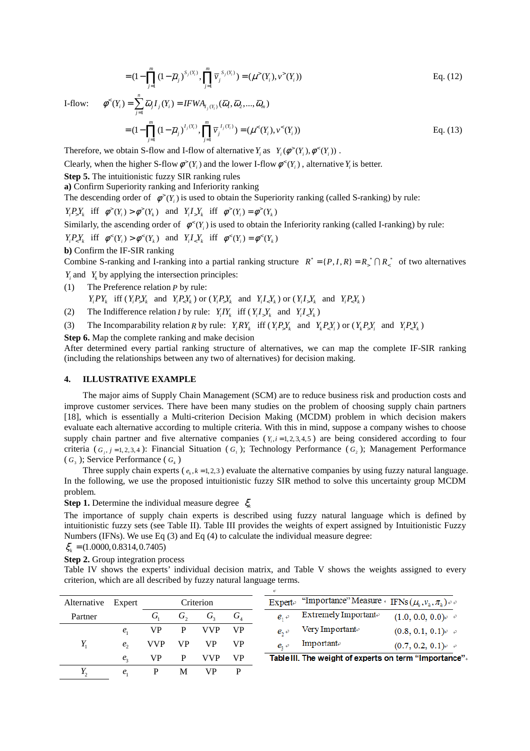$$=(1-\prod_{j=1}^{m}(1-\overline{\mu}_j)^{S_j(Y_i)}, \prod_{j=1}^{m}\overline{v}_j^{\,S_j(Y_i)}) = (\mu^{>}(Y_i), v^{>}(Y_i)) \quad \text{Eq. (12)}$$

I-flow: $\varphi^{<}(Y_i) = \sum_{j=1}^{n} \overline{\omega}_j I_j(Y_i) = IFWA_{I_j(Y_i)}(\overline{\omega}_1, \overline{\omega}_2, ..., \overline{\omega}_m)$

$$=(1-\prod_{j=1}^{m}(1-\overline{\mu}_j)^{I_j(Y_i)}, \prod_{j=1}^{m}\overline{v}_j^{\,I_j(Y_i)}) = (\mu^{<}(Y_i), v^{<}(Y_i)) \quad \text{Eq. (13)}$$

Therefore, we obtain S-flow and I-flow of alternative $Y_i$ as $Y_i(\varphi^{>}(Y_i), \varphi^{<}(Y_i))$.

Clearly, when the higher S-flow $\varphi^{>}(Y_i)$ and the lower I-flow $\varphi^{<}(Y_i)$, alternative $Y_i$ is better.

**Step 5.** The intuitionistic fuzzy SIR ranking rules

**a)** Confirm Superiority ranking and Inferiority ranking

The descending order of $\varphi^{>}(Y_i)$ is used to obtain the Superiority ranking (called S-ranking) by rule:

$Y_i P_{>} Y_k$ iff $\varphi^{>}(Y_i) > \varphi^{>}(Y_k)$ and $Y_i I_{>} Y_k$ iff $\varphi^{>}(Y_i) = \varphi^{>}(Y_k)$

Similarly, the ascending order of $\varphi^{<}(Y_i)$ is used to obtain the Inferiority ranking (called I-ranking) by rule:

$Y_i P_{<} Y_k$ iff $\varphi^{<}(Y_i) > \varphi^{<}(Y_k)$ and $Y_i I_{<} Y_k$ iff $\varphi^{<}(Y_i) = \varphi^{<}(Y_k)$

**b)** Confirm the IF-SIR ranking

Combine S-ranking and I-ranking into a partial ranking structure $R^{*} = \{P, I, R\} = R_{>}^{*} \cap R_{<}^{*}$ of two alternatives $Y_i$ and $Y_k$ by applying the intersection principles:

(1) The Preference relation $P$ by rule:

$Y_i P Y_k$ iff ($Y_i P_{>} Y_k$ and $Y_i P_{<} Y_k$) or ($Y_i P_{>} Y_k$ and $Y_i I_{<} Y_k$) or ($Y_i I_{>} Y_k$ and $Y_i P_{<} Y_k$)

(2) The Indifference relation $I$ by rule: $Y_i I Y_k$ iff ($Y_i I_{>} Y_k$ and $Y_i I_{<} Y_k$)

(3) The Incomparability relation $R$ by rule: $Y_i R Y_k$ iff ($Y_i P_{>} Y_k$ and $Y_k P_{<} Y_i$) or ($Y_k P_{>} Y_i$ and $Y_i P_{<} Y_k$)

**Step 6.** Map the complete ranking and make decision

After determined every partial ranking structure of alternatives, we can map the complete IF-SIR ranking (including the relationships between any two of alternatives) for decision making.

## 4. ILLUSTRATIVE EXAMPLE

The major aims of Supply Chain Management (SCM) are to reduce business risk and production costs and improve customer services. There have been many studies on the problem of choosing supply chain partners [18], which is essentially a Multi-criterion Decision Making (MCDM) problem in which decision makers evaluate each alternative according to multiple criteria. With this in mind, suppose a company wishes to choose supply chain partner and five alternative companies ($Y_i, i = 1,2,3,4,5$) are being considered according to four criteria ($G_j, j = 1,2,3,4$): Financial Situation ($G_1$); Technology Performance ($G_2$); Management Performance ($G_3$); Service Performance ($G_4$)

Three supply chain experts ($e_k, k = 1,2,3$) evaluate the alternative companies by using fuzzy natural language. In the following, we use the proposed intuitionistic fuzzy SIR method to solve this uncertainty group MCDM problem.

**Step 1.** Determine the individual measure degree $\xi_k$

The importance of supply chain experts is described using fuzzy natural language which is defined by intuitionistic fuzzy sets (see Table II). Table III provides the weights of expert assigned by Intuitionistic Fuzzy Numbers (IFNs). We use Eq (3) and Eq (4) to calculate the individual measure degree:

$\xi_k = (1.0000, 0.8314, 0.7405)$

**Step 2.** Group integration process

Table IV shows the experts' individual decision matrix, and Table V shows the weights assigned to every criterion, which are all described by fuzzy natural language terms.

| Alternative Partner | Expert | $G_1$ | $G_2$ | $G_3$ | $G_4$ |
|---|---|---|---|---|---|
| $Y_1$ | $e_1$ | VP | P | VVP | VP |
| | $e_2$ | VVP | VP | VP | VP |
| | $e_3$ | VP | P | VVP | VP |
| $Y_2$ | $e_1$ | P | M | VP | P |

| Expert | "Importance" Measure | IFNs $(\mu_k, v_k, \pi_k)$ |
|---|---|---|
| $e_1$ | Extremely Important | (1.0, 0.0, 0.0) |
| $e_2$ | Very Important | (0.8, 0.1, 0.1) |
| $e_3$ | Important | (0.7, 0.2, 0.1) |

Table III. The weight of experts on term "Importance"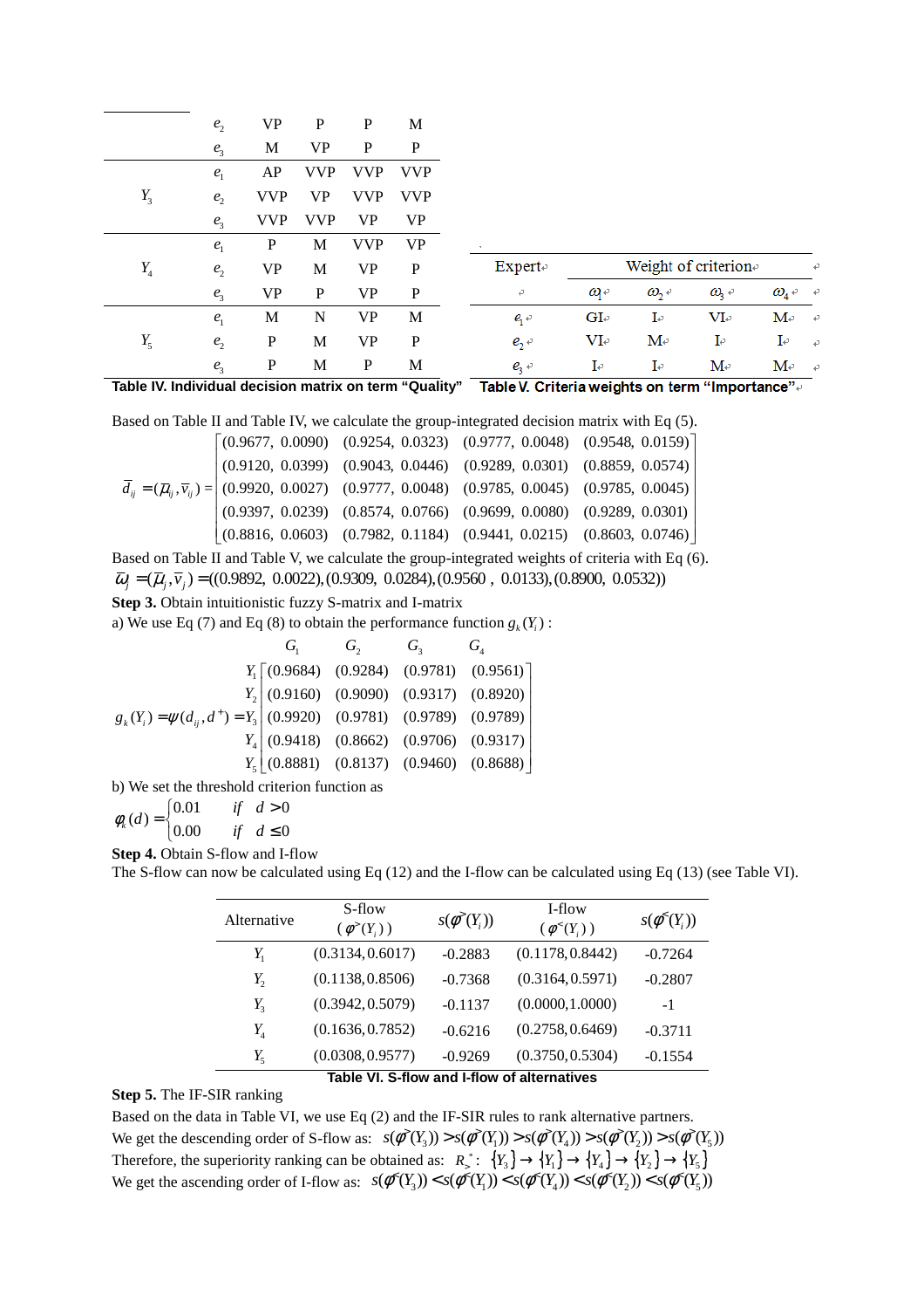| | Expert | $G_1$ | $G_2$ | $G_3$ | $G_4$ |
|---|---|---|---|---|---|
| | $e_2$ | VP | P | P | M |
| | $e_3$ | M | VP | P | P |
| $Y_3$ | $e_1$ | AP | VVP | VVP | VVP |
| | $e_2$ | VVP | VP | VVP | VVP |
| | $e_3$ | VVP | VVP | VP | VP |
| $Y_4$ | $e_1$ | P | M | VVP | VP |
| | $e_2$ | VP | M | VP | P |
| | $e_3$ | VP | P | VP | P |
| $Y_5$ | $e_1$ | M | N | VP | M |
| | $e_2$ | P | M | VP | P |
| | $e_3$ | P | M | P | M |

**Table IV. Individual decision matrix on term "Quality"**

| Expert | Weight of criterion | | | |
|---|---|---|---|---|
| | $\omega_1$ | $\omega_2$ | $\omega_3$ | $\omega_4$ |
| $e_1$ | GI | I | VI | M |
| $e_2$ | VI | M | I | I |
| $e_3$ | I | I | M | M |

**Table V. Criteria weights on term "Importance"**

Based on Table II and Table IV, we calculate the group-integrated decision matrix with Eq (5).

$$\bar{d}_{ij} = (\bar{\mu}_{ij}, \bar{v}_{ij}) = \begin{bmatrix} (0.9677,\ 0.0090) & (0.9254,\ 0.0323) & (0.9777,\ 0.0048) & (0.9548,\ 0.0159) \\ (0.9120,\ 0.0399) & (0.9043,\ 0.0446) & (0.9289,\ 0.0301) & (0.8859,\ 0.0574) \\ (0.9920,\ 0.0027) & (0.9777,\ 0.0048) & (0.9785,\ 0.0045) & (0.9785,\ 0.0045) \\ (0.9397,\ 0.0239) & (0.8574,\ 0.0766) & (0.9699,\ 0.0080) & (0.9289,\ 0.0301) \\ (0.8816,\ 0.0603) & (0.7982,\ 0.1184) & (0.9441,\ 0.0215) & (0.8603,\ 0.0746) \end{bmatrix}$$

Based on Table II and Table V, we calculate the group-integrated weights of criteria with Eq (6).

$$\bar{\omega}_j = (\bar{\mu}_j, \bar{v}_j) = ((0.9892,\ 0.0022), (0.9309,\ 0.0284), (0.9560\ ,\ 0.0133), (0.8900,\ 0.0532))$$

**Step 3.** Obtain intuitionistic fuzzy S-matrix and I-matrix

a) We use Eq (7) and Eq (8) to obtain the performance function $g_k(Y_i)$ :

$$g_k(Y_i) = \psi(d_{ij}, d^+) = \begin{array}{c} \\ Y_1 \\ Y_2 \\ Y_3 \\ Y_4 \\ Y_5 \end{array} \begin{array}{cccc} G_1 & G_2 & G_3 & G_4 \\ (0.9684) & (0.9284) & (0.9781) & (0.9561) \\ (0.9160) & (0.9090) & (0.9317) & (0.8920) \\ (0.9920) & (0.9781) & (0.9789) & (0.9789) \\ (0.9418) & (0.8662) & (0.9706) & (0.9317) \\ (0.8881) & (0.8137) & (0.9460) & (0.8688) \end{array}$$

b) We set the threshold criterion function as

$$\varphi_k(d) = \begin{cases} 0.01 & if \quad d > 0 \\ 0.00 & if \quad d \le 0 \end{cases}$$

**Step 4.** Obtain S-flow and I-flow

The S-flow can now be calculated using Eq (12) and the I-flow can be calculated using Eq (13) (see Table VI).

| Alternative | S-flow ($\varphi^{>}(Y_i)$) | $s(\varphi^{>}(Y_i))$ | I-flow ($\varphi^{<}(Y_i)$) | $s(\varphi^{<}(Y_i))$ |
|---|---|---|---|---|
| $Y_1$ | (0.3134, 0.6017) | -0.2883 | (0.1178, 0.8442) | -0.7264 |
| $Y_2$ | (0.1138, 0.8506) | -0.7368 | (0.3164, 0.5971) | -0.2807 |
| $Y_3$ | (0.3942, 0.5079) | -0.1137 | (0.0000, 1.0000) | -1 |
| $Y_4$ | (0.1636, 0.7852) | -0.6216 | (0.2758, 0.6469) | -0.3711 |
| $Y_5$ | (0.0308, 0.9577) | -0.9269 | (0.3750, 0.5304) | -0.1554 |

**Table VI. S-flow and I-flow of alternatives**

**Step 5.** The IF-SIR ranking

Based on the data in Table VI, we use Eq (2) and the IF-SIR rules to rank alternative partners.

We get the descending order of S-flow as: $s(\varphi^{>}(Y_3)) > s(\varphi^{>}(Y_1)) > s(\varphi^{>}(Y_4)) > s(\varphi^{>}(Y_2)) > s(\varphi^{>}(Y_5))$

Therefore, the superiority ranking can be obtained as: $R_{>}^{*}$: $\{Y_3\} \to \{Y_1\} \to \{Y_4\} \to \{Y_2\} \to \{Y_5\}$

We get the ascending order of I-flow as: $s(\varphi^{<}(Y_3)) < s(\varphi^{<}(Y_1)) < s(\varphi^{<}(Y_4)) < s(\varphi^{<}(Y_2)) < s(\varphi^{<}(Y_5))$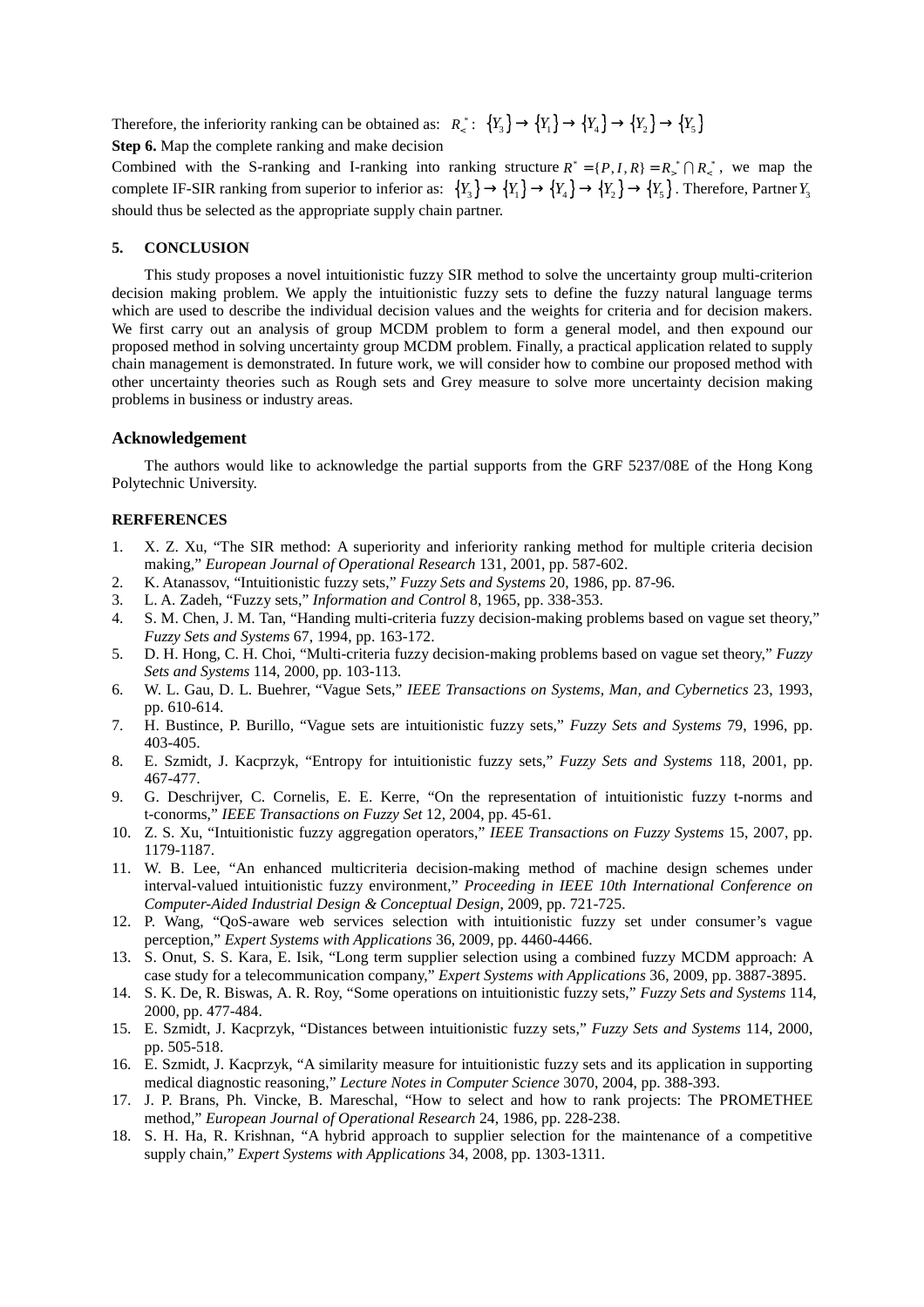Therefore, the inferiority ranking can be obtained as: $R_{<}^{*}$: $\{Y_3\} \rightarrow \{Y_1\} \rightarrow \{Y_4\} \rightarrow \{Y_2\} \rightarrow \{Y_5\}$

**Step 6.** Map the complete ranking and make decision

Combined with the S-ranking and I-ranking into ranking structure $R^{*} = \{P, I, R\} = R_{>}^{*} \cap R_{<}^{*}$, we map the complete IF-SIR ranking from superior to inferior as: $\{Y_3\} \rightarrow \{Y_1\} \rightarrow \{Y_4\} \rightarrow \{Y_2\} \rightarrow \{Y_5\}$. Therefore, Partner $Y_3$ should thus be selected as the appropriate supply chain partner.

## 5. CONCLUSION

This study proposes a novel intuitionistic fuzzy SIR method to solve the uncertainty group multi-criterion decision making problem. We apply the intuitionistic fuzzy sets to define the fuzzy natural language terms which are used to describe the individual decision values and the weights for criteria and for decision makers. We first carry out an analysis of group MCDM problem to form a general model, and then expound our proposed method in solving uncertainty group MCDM problem. Finally, a practical application related to supply chain management is demonstrated. In future work, we will consider how to combine our proposed method with other uncertainty theories such as Rough sets and Grey measure to solve more uncertainty decision making problems in business or industry areas.

## Acknowledgement

The authors would like to acknowledge the partial supports from the GRF 5237/08E of the Hong Kong Polytechnic University.

## RERFERENCES

1. X. Z. Xu, "The SIR method: A superiority and inferiority ranking method for multiple criteria decision making," *European Journal of Operational Research* 131, 2001, pp. 587-602.
2. K. Atanassov, "Intuitionistic fuzzy sets," *Fuzzy Sets and Systems* 20, 1986, pp. 87-96.
3. L. A. Zadeh, "Fuzzy sets," *Information and Control* 8, 1965, pp. 338-353.
4. S. M. Chen, J. M. Tan, "Handing multi-criteria fuzzy decision-making problems based on vague set theory," *Fuzzy Sets and Systems* 67, 1994, pp. 163-172.
5. D. H. Hong, C. H. Choi, "Multi-criteria fuzzy decision-making problems based on vague set theory," *Fuzzy Sets and Systems* 114, 2000, pp. 103-113.
6. W. L. Gau, D. L. Buehrer, "Vague Sets," *IEEE Transactions on Systems, Man, and Cybernetics* 23, 1993, pp. 610-614.
7. H. Bustince, P. Burillo, "Vague sets are intuitionistic fuzzy sets," *Fuzzy Sets and Systems* 79, 1996, pp. 403-405.
8. E. Szmidt, J. Kacprzyk, "Entropy for intuitionistic fuzzy sets," *Fuzzy Sets and Systems* 118, 2001, pp. 467-477.
9. G. Deschrijver, C. Cornelis, E. E. Kerre, "On the representation of intuitionistic fuzzy t-norms and t-conorms," *IEEE Transactions on Fuzzy Set* 12, 2004, pp. 45-61.
10. Z. S. Xu, "Intuitionistic fuzzy aggregation operators," *IEEE Transactions on Fuzzy Systems* 15, 2007, pp. 1179-1187.
11. W. B. Lee, "An enhanced multicriteria decision-making method of machine design schemes under interval-valued intuitionistic fuzzy environment," *Proceeding in IEEE 10th International Conference on Computer-Aided Industrial Design & Conceptual Design*, 2009, pp. 721-725.
12. P. Wang, "QoS-aware web services selection with intuitionistic fuzzy set under consumer's vague perception," *Expert Systems with Applications* 36, 2009, pp. 4460-4466.
13. S. Onut, S. S. Kara, E. Isik, "Long term supplier selection using a combined fuzzy MCDM approach: A case study for a telecommunication company," *Expert Systems with Applications* 36, 2009, pp. 3887-3895.
14. S. K. De, R. Biswas, A. R. Roy, "Some operations on intuitionistic fuzzy sets," *Fuzzy Sets and Systems* 114, 2000, pp. 477-484.
15. E. Szmidt, J. Kacprzyk, "Distances between intuitionistic fuzzy sets," *Fuzzy Sets and Systems* 114, 2000, pp. 505-518.
16. E. Szmidt, J. Kacprzyk, "A similarity measure for intuitionistic fuzzy sets and its application in supporting medical diagnostic reasoning," *Lecture Notes in Computer Science* 3070, 2004, pp. 388-393.
17. J. P. Brans, Ph. Vincke, B. Mareschal, "How to select and how to rank projects: The PROMETHEE method," *European Journal of Operational Research* 24, 1986, pp. 228-238.
18. S. H. Ha, R. Krishnan, "A hybrid approach to supplier selection for the maintenance of a competitive supply chain," *Expert Systems with Applications* 34, 2008, pp. 1303-1311.